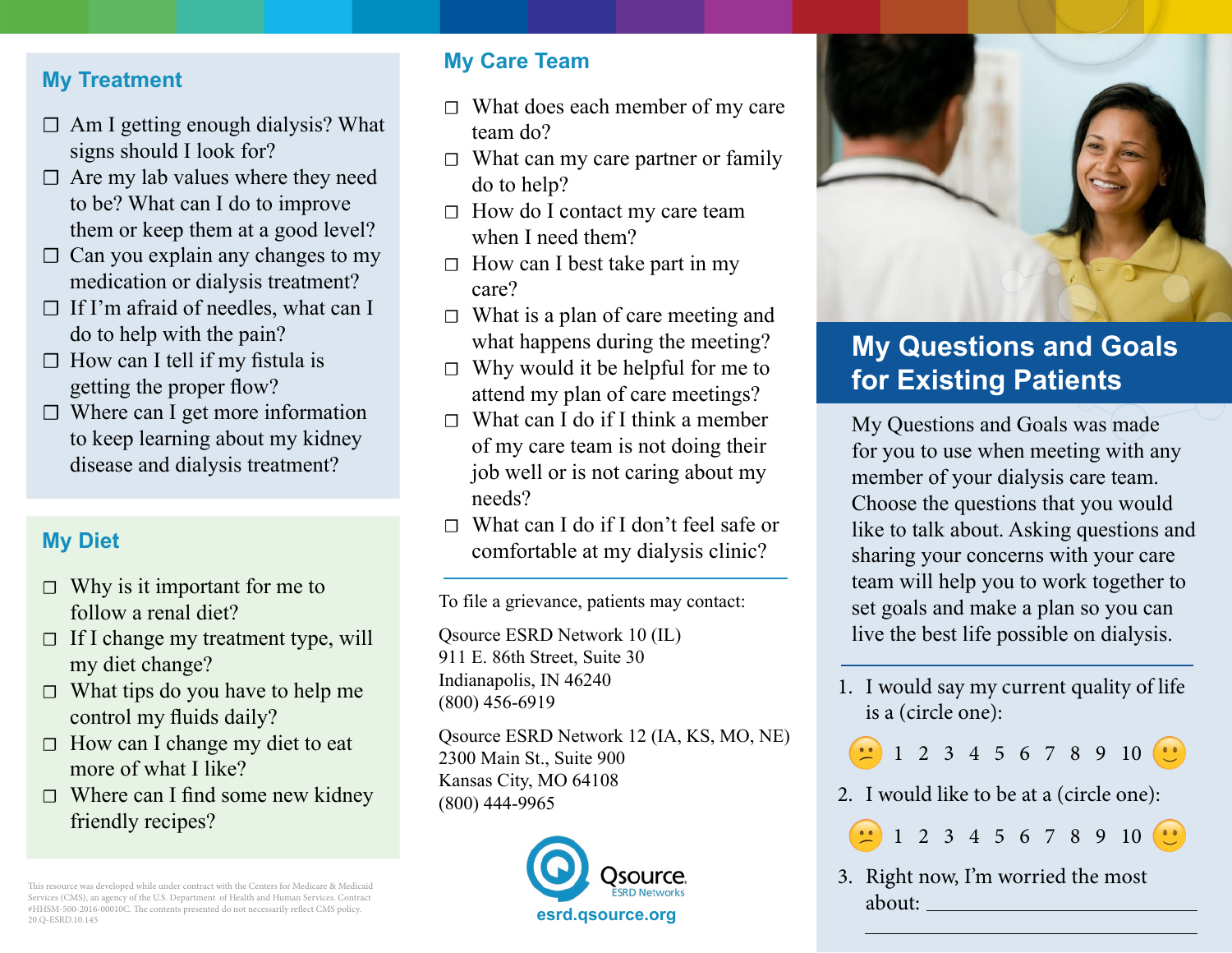## My Treatment

- ☐ Am I getting enough dialysis? What signs should I look for?
- ☐ Are my lab values where they need to be? What can I do to improve them or keep them at a good level?
- ☐ Can you explain any changes to my medication or dialysis treatment?
- ☐ If I'm afraid of needles, what can I do to help with the pain?
- ☐ How can I tell if my fistula is getting the proper flow?
- ☐ Where can I get more information to keep learning about my kidney disease and dialysis treatment?

## My Diet

- ☐ Why is it important for me to follow a renal diet?
- ☐ If I change my treatment type, will my diet change?
- ☐ What tips do you have to help me control my fluids daily?
- ☐ How can I change my diet to eat more of what I like?
- ☐ Where can I find some new kidney friendly recipes?

This resource was developed while under contract with the Centers for Medicare & Medicaid Services (CMS), an agency of the U.S. Department of Health and Human Services. Contract #HHSM-500-2016-00010C. The contents presented do not necessarily reflect CMS policy. 20.Q-ESRD.10.145

## My Care Team

- ☐ What does each member of my care team do?
- ☐ What can my care partner or family do to help?
- ☐ How do I contact my care team when I need them?
- ☐ How can I best take part in my care?
- ☐ What is a plan of care meeting and what happens during the meeting?
- ☐ Why would it be helpful for me to attend my plan of care meetings?
- ☐ What can I do if I think a member of my care team is not doing their job well or is not caring about my needs?
- ☐ What can I do if I don't feel safe or comfortable at my dialysis clinic?

To file a grievance, patients may contact:

Qsource ESRD Network 10 (IL)
911 E. 86th Street, Suite 30
Indianapolis, IN 46240
(800) 456-6919

Qsource ESRD Network 12 (IA, KS, MO, NE)
2300 Main St., Suite 900
Kansas City, MO 64108
(800) 444-9965

Qsource ESRD Networks
esrd.qsource.org

# My Questions and Goals for Existing Patients

My Questions and Goals was made for you to use when meeting with any member of your dialysis care team. Choose the questions that you would like to talk about. Asking questions and sharing your concerns with your care team will help you to work together to set goals and make a plan so you can live the best life possible on dialysis.

1. I would say my current quality of life is a (circle one):

   ☹ 1 2 3 4 5 6 7 8 9 10 ☺

2. I would like to be at a (circle one):

   ☹ 1 2 3 4 5 6 7 8 9 10 ☺

3. Right now, I'm worried the most about: ____________________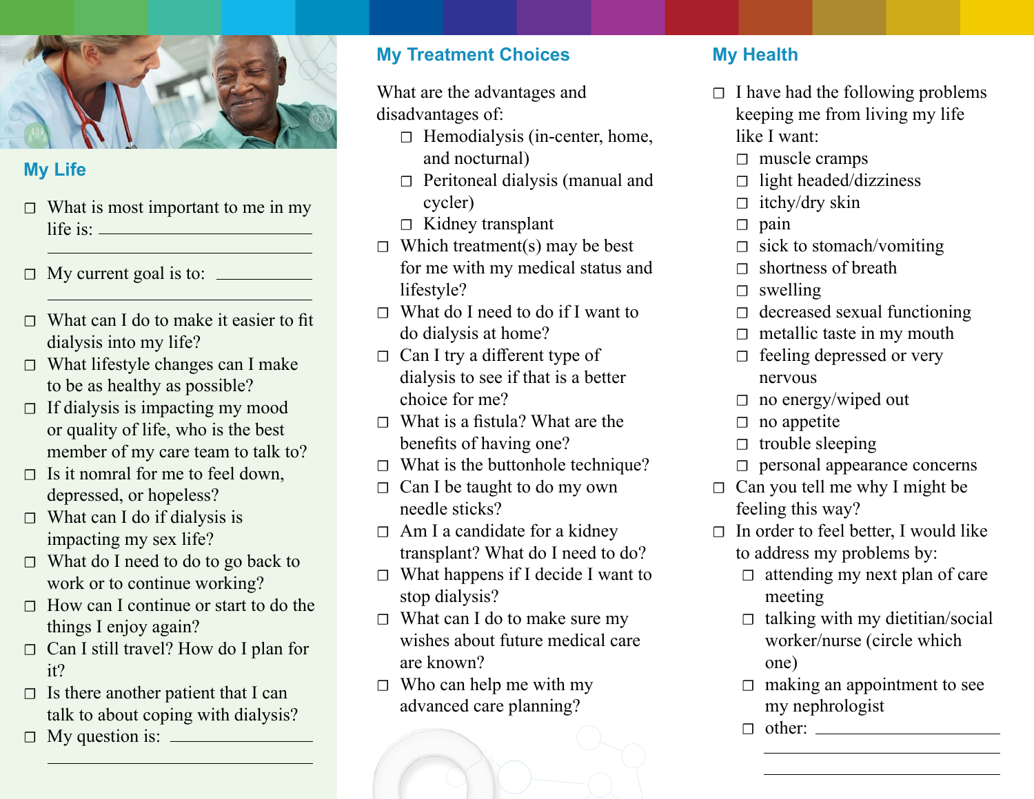## My Life

- ☐ What is most important to me in my life is: ______________________
- ☐ My current goal is to: ______________________
- ☐ What can I do to make it easier to fit dialysis into my life?
- ☐ What lifestyle changes can I make to be as healthy as possible?
- ☐ If dialysis is impacting my mood or quality of life, who is the best member of my care team to talk to?
- ☐ Is it nomral for me to feel down, depressed, or hopeless?
- ☐ What can I do if dialysis is impacting my sex life?
- ☐ What do I need to do to go back to work or to continue working?
- ☐ How can I continue or start to do the things I enjoy again?
- ☐ Can I still travel? How do I plan for it?
- ☐ Is there another patient that I can talk to about coping with dialysis?
- ☐ My question is: ______________________

## My Treatment Choices

What are the advantages and disadvantages of:

- ☐ Hemodialysis (in-center, home, and nocturnal)
- ☐ Peritoneal dialysis (manual and cycler)
- ☐ Kidney transplant

- ☐ Which treatment(s) may be best for me with my medical status and lifestyle?
- ☐ What do I need to do if I want to do dialysis at home?
- ☐ Can I try a different type of dialysis to see if that is a better choice for me?
- ☐ What is a fistula? What are the benefits of having one?
- ☐ What is the buttonhole technique?
- ☐ Can I be taught to do my own needle sticks?
- ☐ Am I a candidate for a kidney transplant? What do I need to do?
- ☐ What happens if I decide I want to stop dialysis?
- ☐ What can I do to make sure my wishes about future medical care are known?
- ☐ Who can help me with my advanced care planning?

## My Health

- ☐ I have had the following problems keeping me from living my life like I want:
  - ☐ muscle cramps
  - ☐ light headed/dizziness
  - ☐ itchy/dry skin
  - ☐ pain
  - ☐ sick to stomach/vomiting
  - ☐ shortness of breath
  - ☐ swelling
  - ☐ decreased sexual functioning
  - ☐ metallic taste in my mouth
  - ☐ feeling depressed or very nervous
  - ☐ no energy/wiped out
  - ☐ no appetite
  - ☐ trouble sleeping
  - ☐ personal appearance concerns
- ☐ Can you tell me why I might be feeling this way?
- ☐ In order to feel better, I would like to address my problems by:
  - ☐ attending my next plan of care meeting
  - ☐ talking with my dietitian/social worker/nurse (circle which one)
  - ☐ making an appointment to see my nephrologist
  - ☐ other: ______________________